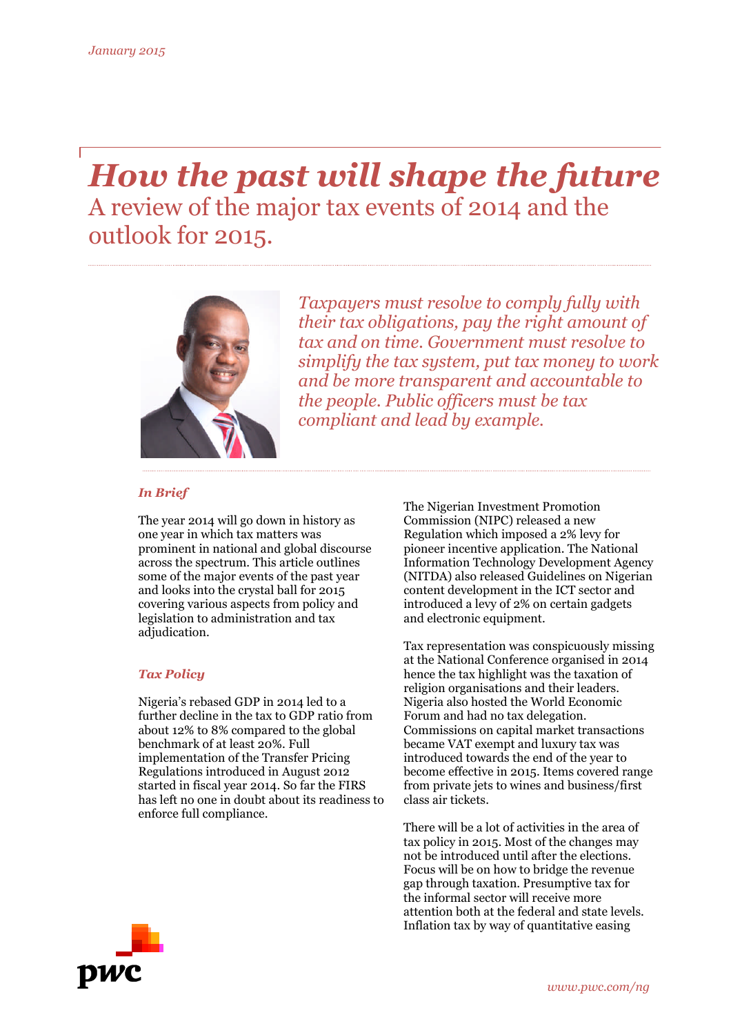*January 2015*

# *How the past will shape the future*

## A review of the major tax events of 2014 and the outlook for 2015.

*Taxpayers must resolve to comply fully with their tax obligations, pay the right amount of tax and on time. Government must resolve to simplify the tax system, put tax money to work and be more transparent and accountable to the people. Public officers must be tax compliant and lead by example.*

### *In Brief*

The year 2014 will go down in history as one year in which tax matters was prominent in national and global discourse across the spectrum. This article outlines some of the major events of the past year and looks into the crystal ball for 2015 covering various aspects from policy and legislation to administration and tax adjudication.

### *Tax Policy*

Nigeria's rebased GDP in 2014 led to a further decline in the tax to GDP ratio from about 12% to 8% compared to the global benchmark of at least 20%. Full implementation of the Transfer Pricing Regulations introduced in August 2012 started in fiscal year 2014. So far the FIRS has left no one in doubt about its readiness to enforce full compliance.

The Nigerian Investment Promotion Commission (NIPC) released a new Regulation which imposed a 2% levy for pioneer incentive application. The National Information Technology Development Agency (NITDA) also released Guidelines on Nigerian content development in the ICT sector and introduced a levy of 2% on certain gadgets and electronic equipment.

Tax representation was conspicuously missing at the National Conference organised in 2014 hence the tax highlight was the taxation of religion organisations and their leaders. Nigeria also hosted the World Economic Forum and had no tax delegation. Commissions on capital market transactions became VAT exempt and luxury tax was introduced towards the end of the year to become effective in 2015. Items covered range from private jets to wines and business/first class air tickets.

There will be a lot of activities in the area of tax policy in 2015. Most of the changes may not be introduced until after the elections. Focus will be on how to bridge the revenue gap through taxation. Presumptive tax for the informal sector will receive more attention both at the federal and state levels. Inflation tax by way of quantitative easing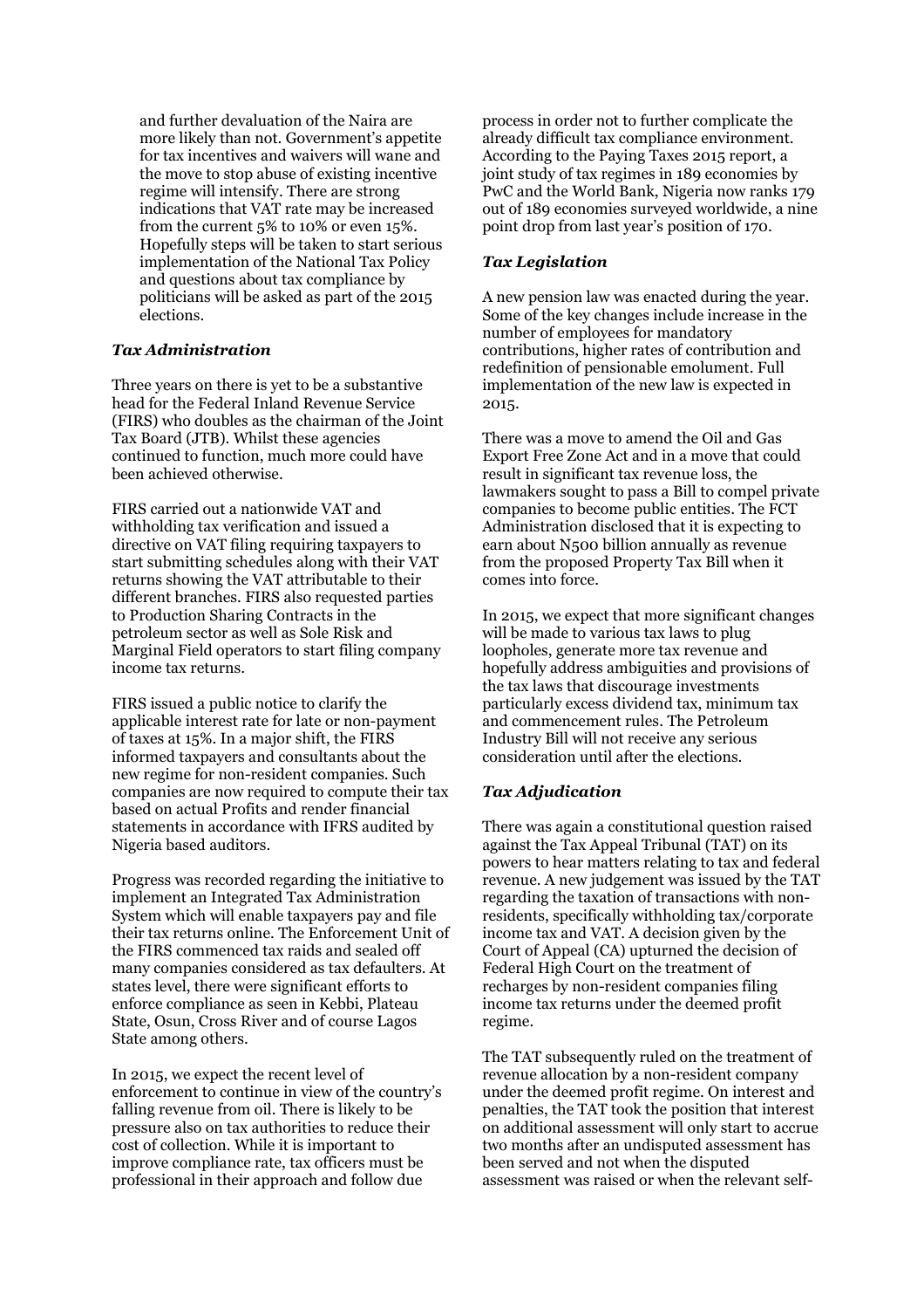and further devaluation of the Naira are more likely than not. Government's appetite for tax incentives and waivers will wane and the move to stop abuse of existing incentive regime will intensify. There are strong indications that VAT rate may be increased from the current 5% to 10% or even 15%. Hopefully steps will be taken to start serious implementation of the National Tax Policy and questions about tax compliance by politicians will be asked as part of the 2015 elections.

### *Tax Administration*

Three years on there is yet to be a substantive head for the Federal Inland Revenue Service (FIRS) who doubles as the chairman of the Joint Tax Board (JTB). Whilst these agencies continued to function, much more could have been achieved otherwise.

FIRS carried out a nationwide VAT and withholding tax verification and issued a directive on VAT filing requiring taxpayers to start submitting schedules along with their VAT returns showing the VAT attributable to their different branches. FIRS also requested parties to Production Sharing Contracts in the petroleum sector as well as Sole Risk and Marginal Field operators to start filing company income tax returns.

FIRS issued a public notice to clarify the applicable interest rate for late or non-payment of taxes at 15%. In a major shift, the FIRS informed taxpayers and consultants about the new regime for non-resident companies. Such companies are now required to compute their tax based on actual Profits and render financial statements in accordance with IFRS audited by Nigeria based auditors.

Progress was recorded regarding the initiative to implement an Integrated Tax Administration System which will enable taxpayers pay and file their tax returns online. The Enforcement Unit of the FIRS commenced tax raids and sealed off many companies considered as tax defaulters. At states level, there were significant efforts to enforce compliance as seen in Kebbi, Plateau State, Osun, Cross River and of course Lagos State among others.

In 2015, we expect the recent level of enforcement to continue in view of the country's falling revenue from oil. There is likely to be pressure also on tax authorities to reduce their cost of collection. While it is important to improve compliance rate, tax officers must be professional in their approach and follow due process in order not to further complicate the already difficult tax compliance environment. According to the Paying Taxes 2015 report, a joint study of tax regimes in 189 economies by PwC and the World Bank, Nigeria now ranks 179 out of 189 economies surveyed worldwide, a nine point drop from last year's position of 170.

### *Tax Legislation*

A new pension law was enacted during the year. Some of the key changes include increase in the number of employees for mandatory contributions, higher rates of contribution and redefinition of pensionable emolument. Full implementation of the new law is expected in 2015.

There was a move to amend the Oil and Gas Export Free Zone Act and in a move that could result in significant tax revenue loss, the lawmakers sought to pass a Bill to compel private companies to become public entities. The FCT Administration disclosed that it is expecting to earn about N500 billion annually as revenue from the proposed Property Tax Bill when it comes into force.

In 2015, we expect that more significant changes will be made to various tax laws to plug loopholes, generate more tax revenue and hopefully address ambiguities and provisions of the tax laws that discourage investments particularly excess dividend tax, minimum tax and commencement rules. The Petroleum Industry Bill will not receive any serious consideration until after the elections.

### *Tax Adjudication*

There was again a constitutional question raised against the Tax Appeal Tribunal (TAT) on its powers to hear matters relating to tax and federal revenue. A new judgement was issued by the TAT regarding the taxation of transactions with non-residents, specifically withholding tax/corporate income tax and VAT. A decision given by the Court of Appeal (CA) upturned the decision of Federal High Court on the treatment of recharges by non-resident companies filing income tax returns under the deemed profit regime.

The TAT subsequently ruled on the treatment of revenue allocation by a non-resident company under the deemed profit regime. On interest and penalties, the TAT took the position that interest on additional assessment will only start to accrue two months after an undisputed assessment has been served and not when the disputed assessment was raised or when the relevant self-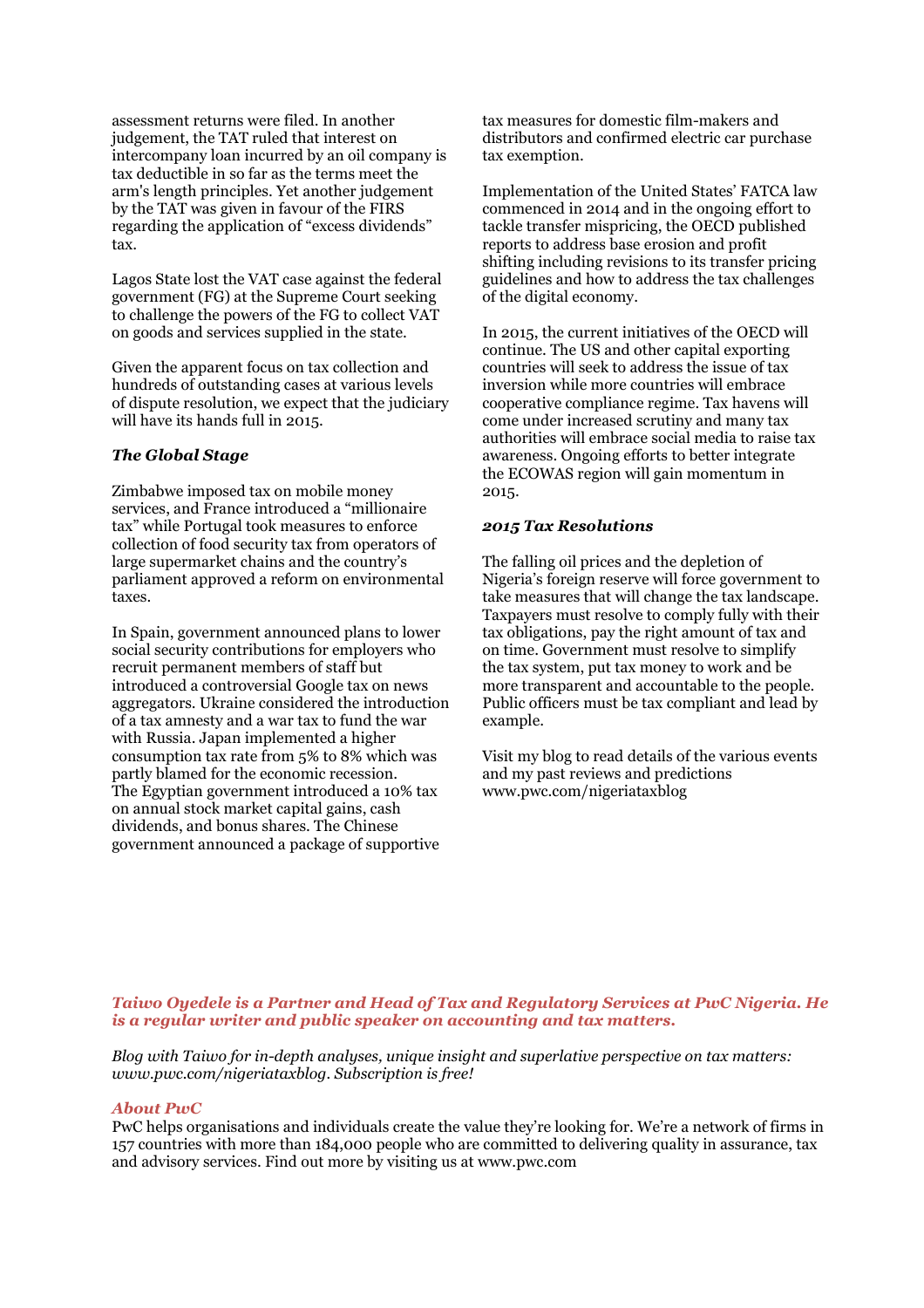assessment returns were filed. In another judgement, the TAT ruled that interest on intercompany loan incurred by an oil company is tax deductible in so far as the terms meet the arm's length principles. Yet another judgement by the TAT was given in favour of the FIRS regarding the application of "excess dividends" tax.

Lagos State lost the VAT case against the federal government (FG) at the Supreme Court seeking to challenge the powers of the FG to collect VAT on goods and services supplied in the state.

Given the apparent focus on tax collection and hundreds of outstanding cases at various levels of dispute resolution, we expect that the judiciary will have its hands full in 2015.

***The Global Stage***

Zimbabwe imposed tax on mobile money services, and France introduced a "millionaire tax" while Portugal took measures to enforce collection of food security tax from operators of large supermarket chains and the country's parliament approved a reform on environmental taxes.

In Spain, government announced plans to lower social security contributions for employers who recruit permanent members of staff but introduced a controversial Google tax on news aggregators. Ukraine considered the introduction of a tax amnesty and a war tax to fund the war with Russia. Japan implemented a higher consumption tax rate from 5% to 8% which was partly blamed for the economic recession. The Egyptian government introduced a 10% tax on annual stock market capital gains, cash dividends, and bonus shares. The Chinese government announced a package of supportive tax measures for domestic film-makers and distributors and confirmed electric car purchase tax exemption.

Implementation of the United States' FATCA law commenced in 2014 and in the ongoing effort to tackle transfer mispricing, the OECD published reports to address base erosion and profit shifting including revisions to its transfer pricing guidelines and how to address the tax challenges of the digital economy.

In 2015, the current initiatives of the OECD will continue. The US and other capital exporting countries will seek to address the issue of tax inversion while more countries will embrace cooperative compliance regime. Tax havens will come under increased scrutiny and many tax authorities will embrace social media to raise tax awareness. Ongoing efforts to better integrate the ECOWAS region will gain momentum in 2015.

***2015 Tax Resolutions***

The falling oil prices and the depletion of Nigeria's foreign reserve will force government to take measures that will change the tax landscape. Taxpayers must resolve to comply fully with their tax obligations, pay the right amount of tax and on time. Government must resolve to simplify the tax system, put tax money to work and be more transparent and accountable to the people. Public officers must be tax compliant and lead by example.

Visit my blog to read details of the various events and my past reviews and predictions www.pwc.com/nigeriataxblog

***Taiwo Oyedele is a Partner and Head of Tax and Regulatory Services at PwC Nigeria. He is a regular writer and public speaker on accounting and tax matters.***

*Blog with Taiwo for in-depth analyses, unique insight and superlative perspective on tax matters: www.pwc.com/nigeriataxblog. Subscription is free!*

***About PwC***

PwC helps organisations and individuals create the value they're looking for. We're a network of firms in 157 countries with more than 184,000 people who are committed to delivering quality in assurance, tax and advisory services. Find out more by visiting us at www.pwc.com